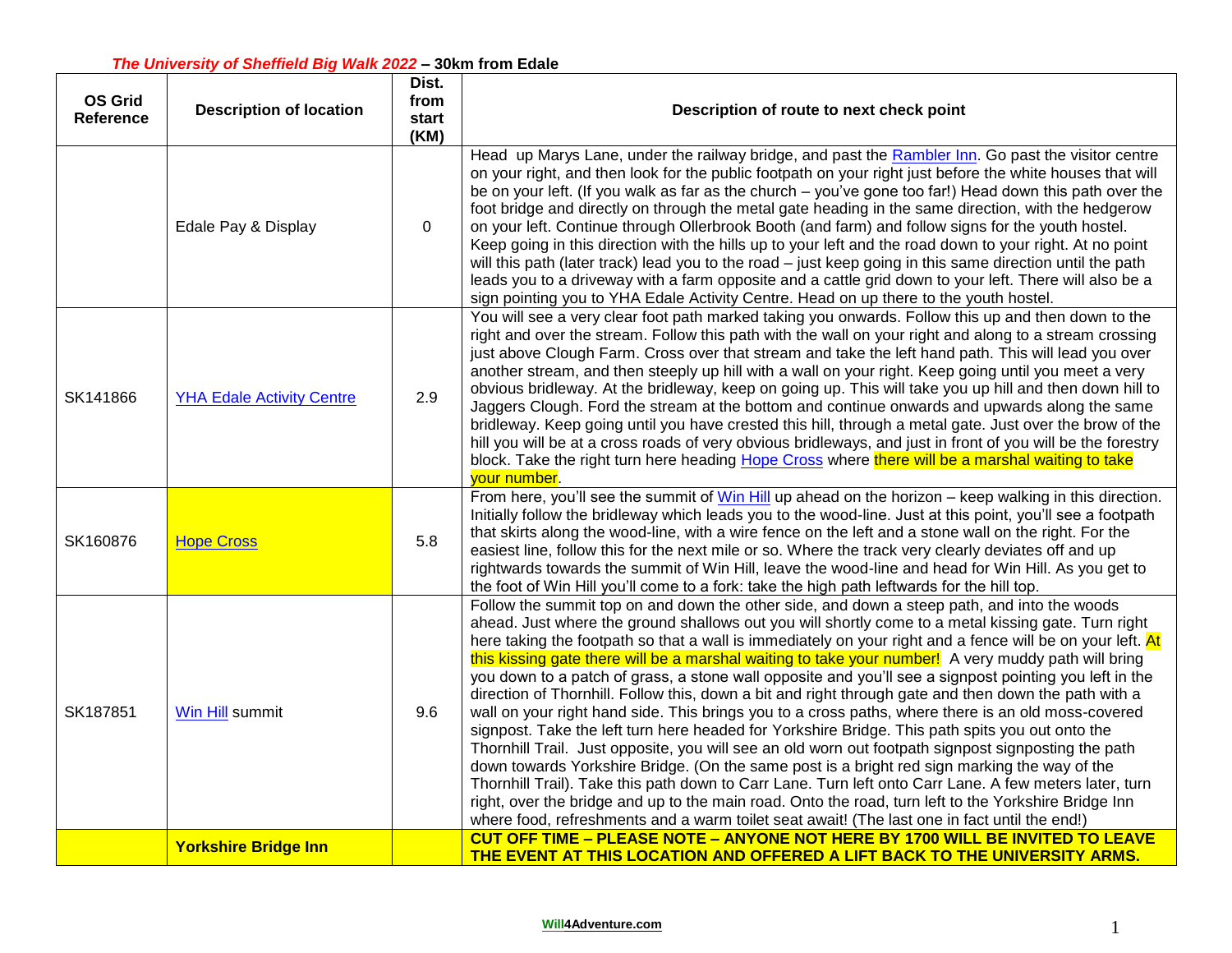***The University of Sheffield Big Walk 2022*** **– 30km from Edale**

| OS Grid Reference | Description of location | Dist. from start (KM) | Description of route to next check point |
|---|---|---|---|
| | Edale Pay & Display | 0 | Head up Marys Lane, under the railway bridge, and past the Rambler Inn. Go past the visitor centre on your right, and then look for the public footpath on your right just before the white houses that will be on your left. (If you walk as far as the church – you've gone too far!) Head down this path over the foot bridge and directly on through the metal gate heading in the same direction, with the hedgerow on your left. Continue through Ollerbrook Booth (and farm) and follow signs for the youth hostel. Keep going in this direction with the hills up to your left and the road down to your right. At no point will this path (later track) lead you to the road – just keep going in this same direction until the path leads you to a driveway with a farm opposite and a cattle grid down to your left. There will also be a sign pointing you to YHA Edale Activity Centre. Head on up there to the youth hostel. |
| SK141866 | YHA Edale Activity Centre | 2.9 | You will see a very clear foot path marked taking you onwards. Follow this up and then down to the right and over the stream. Follow this path with the wall on your right and along to a stream crossing just above Clough Farm. Cross over that stream and take the left hand path. This will lead you over another stream, and then steeply up hill with a wall on your right. Keep going until you meet a very obvious bridleway. At the bridleway, keep on going up. This will take you up hill and then down hill to Jaggers Clough. Ford the stream at the bottom and continue onwards and upwards along the same bridleway. Keep going until you have crested this hill, through a metal gate. Just over the brow of the hill you will be at a cross roads of very obvious bridleways, and just in front of you will be the forestry block. Take the right turn here heading Hope Cross where there will be a marshal waiting to take your number. |
| SK160876 | Hope Cross | 5.8 | From here, you'll see the summit of Win Hill up ahead on the horizon – keep walking in this direction. Initially follow the bridleway which leads you to the wood-line. Just at this point, you'll see a footpath that skirts along the wood-line, with a wire fence on the left and a stone wall on the right. For the easiest line, follow this for the next mile or so. Where the track very clearly deviates off and up rightwards towards the summit of Win Hill, leave the wood-line and head for Win Hill. As you get to the foot of Win Hill you'll come to a fork: take the high path leftwards for the hill top. |
| SK187851 | Win Hill summit | 9.6 | Follow the summit top on and down the other side, and down a steep path, and into the woods ahead. Just where the ground shallows out you will shortly come to a metal kissing gate. Turn right here taking the footpath so that a wall is immediately on your right and a fence will be on your left. At this kissing gate there will be a marshal waiting to take your number! A very muddy path will bring you down to a patch of grass, a stone wall opposite and you'll see a signpost pointing you left in the direction of Thornhill. Follow this, down a bit and right through gate and then down the path with a wall on your right hand side. This brings you to a cross paths, where there is an old moss-covered signpost. Take the left turn here headed for Yorkshire Bridge. This path spits you out onto the Thornhill Trail. Just opposite, you will see an old worn out footpath signpost signposting the path down towards Yorkshire Bridge. (On the same post is a bright red sign marking the way of the Thornhill Trail). Take this path down to Carr Lane. Turn left onto Carr Lane. A few meters later, turn right, over the bridge and up to the main road. Onto the road, turn left to the Yorkshire Bridge Inn where food, refreshments and a warm toilet seat await! (The last one in fact until the end!) |
| | **Yorkshire Bridge Inn** | | **CUT OFF TIME – PLEASE NOTE – ANYONE NOT HERE BY 1700 WILL BE INVITED TO LEAVE THE EVENT AT THIS LOCATION AND OFFERED A LIFT BACK TO THE UNIVERSITY ARMS.** |

**Will4Adventure.com**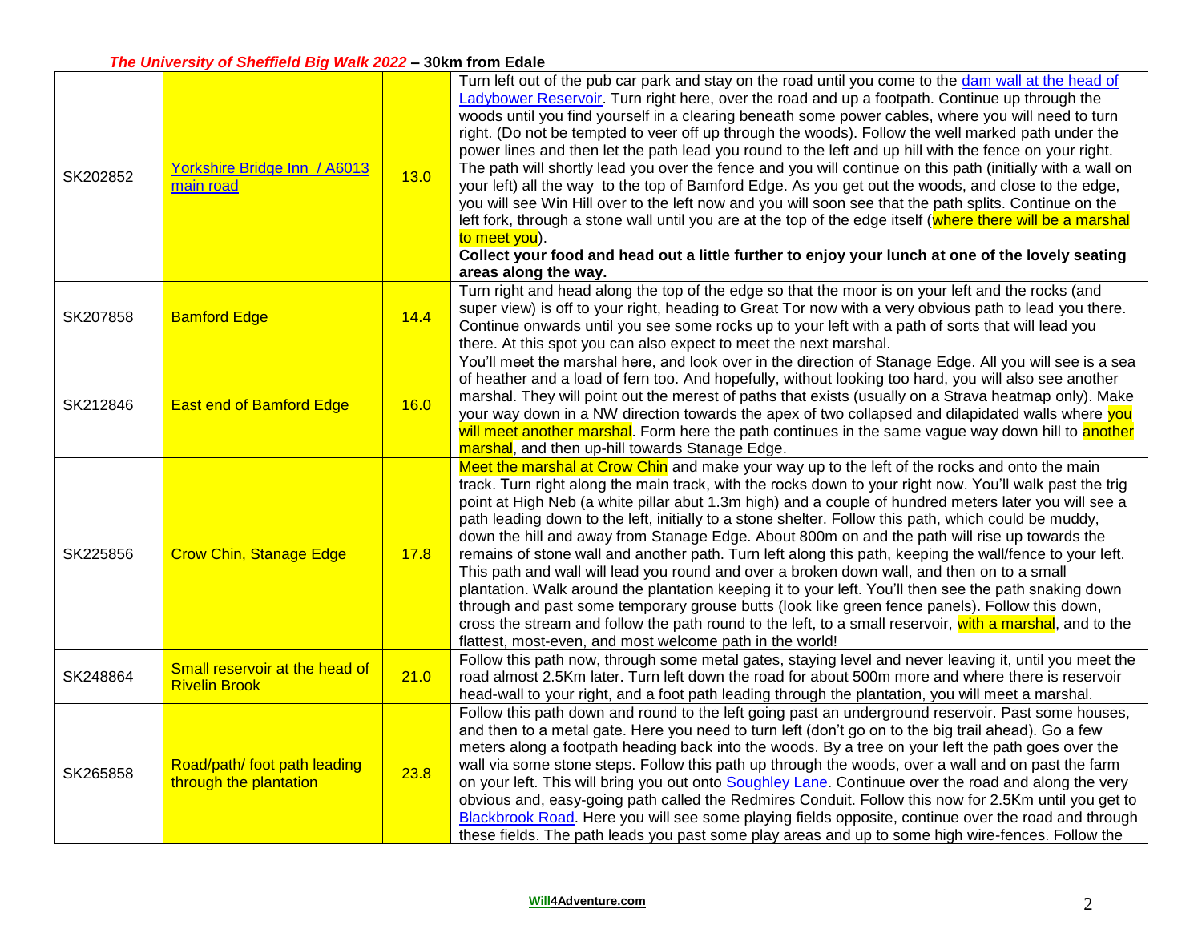**_The University of Sheffield Big Walk 2022_ – 30km from Edale**

| | | | |
|---|---|---|---|
| SK202852 | Yorkshire Bridge Inn / A6013 main road | 13.0 | Turn left out of the pub car park and stay on the road until you come to the dam wall at the head of Ladybower Reservoir. Turn right here, over the road and up a footpath. Continue up through the woods until you find yourself in a clearing beneath some power cables, where you will need to turn right. (Do not be tempted to veer off up through the woods). Follow the well marked path under the power lines and then let the path lead you round to the left and up hill with the fence on your right. The path will shortly lead you over the fence and you will continue on this path (initially with a wall on your left) all the way to the top of Bamford Edge. As you get out the woods, and close to the edge, you will see Win Hill over to the left now and you will soon see that the path splits. Continue on the left fork, through a stone wall until you are at the top of the edge itself (where there will be a marshal to meet you). **Collect your food and head out a little further to enjoy your lunch at one of the lovely seating areas along the way.** |
| SK207858 | Bamford Edge | 14.4 | Turn right and head along the top of the edge so that the moor is on your left and the rocks (and super view) is off to your right, heading to Great Tor now with a very obvious path to lead you there. Continue onwards until you see some rocks up to your left with a path of sorts that will lead you there. At this spot you can also expect to meet the next marshal. |
| SK212846 | East end of Bamford Edge | 16.0 | You'll meet the marshal here, and look over in the direction of Stanage Edge. All you will see is a sea of heather and a load of fern too. And hopefully, without looking too hard, you will also see another marshal. They will point out the merest of paths that exists (usually on a Strava heatmap only). Make your way down in a NW direction towards the apex of two collapsed and dilapidated walls where you will meet another marshal. Form here the path continues in the same vague way down hill to another marshal, and then up-hill towards Stanage Edge. |
| SK225856 | Crow Chin, Stanage Edge | 17.8 | Meet the marshal at Crow Chin and make your way up to the left of the rocks and onto the main track. Turn right along the main track, with the rocks down to your right now. You'll walk past the trig point at High Neb (a white pillar abut 1.3m high) and a couple of hundred meters later you will see a path leading down to the left, initially to a stone shelter. Follow this path, which could be muddy, down the hill and away from Stanage Edge. About 800m on and the path will rise up towards the remains of stone wall and another path. Turn left along this path, keeping the wall/fence to your left. This path and wall will lead you round and over a broken down wall, and then on to a small plantation. Walk around the plantation keeping it to your left. You'll then see the path snaking down through and past some temporary grouse butts (look like green fence panels). Follow this down, cross the stream and follow the path round to the left, to a small reservoir, with a marshal, and to the flattest, most-even, and most welcome path in the world! |
| SK248864 | Small reservoir at the head of Rivelin Brook | 21.0 | Follow this path now, through some metal gates, staying level and never leaving it, until you meet the road almost 2.5Km later. Turn left down the road for about 500m more and where there is reservoir head-wall to your right, and a foot path leading through the plantation, you will meet a marshal. |
| SK265858 | Road/path/ foot path leading through the plantation | 23.8 | Follow this path down and round to the left going past an underground reservoir. Past some houses, and then to a metal gate. Here you need to turn left (don't go on to the big trail ahead). Go a few meters along a footpath heading back into the woods. By a tree on your left the path goes over the wall via some stone steps. Follow this path up through the woods, over a wall and on past the farm on your left. This will bring you out onto Soughley Lane. Continuue over the road and along the very obvious and, easy-going path called the Redmires Conduit. Follow this now for 2.5Km until you get to Blackbrook Road. Here you will see some playing fields opposite, continue over the road and through these fields. The path leads you past some play areas and up to some high wire-fences. Follow the |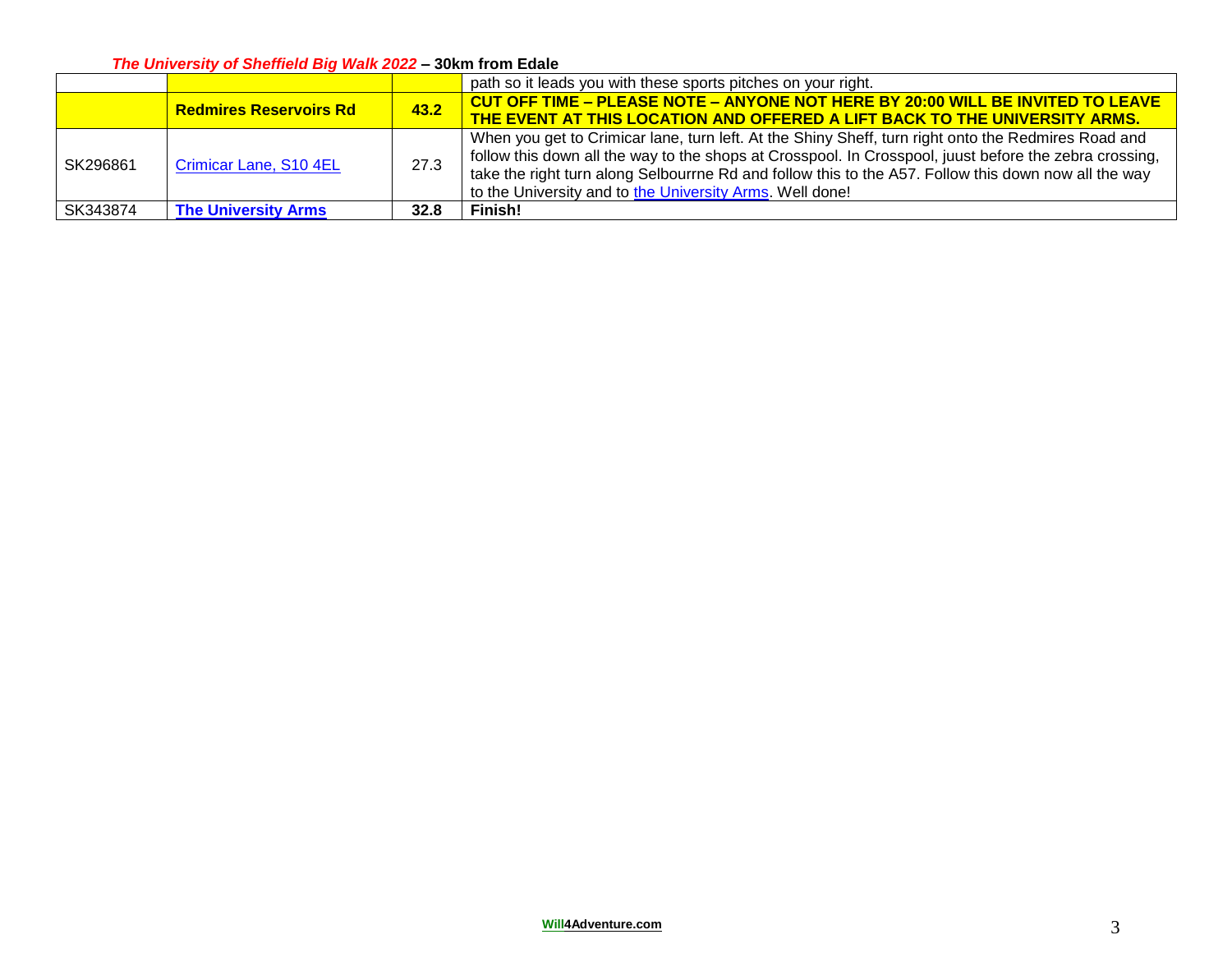***The University of Sheffield Big Walk 2022*** **– 30km from Edale**

| | | | |
|---|---|---|---|
| | | | path so it leads you with these sports pitches on your right. |
| | **Redmires Reservoirs Rd** | **43.2** | **CUT OFF TIME – PLEASE NOTE – ANYONE NOT HERE BY 20:00 WILL BE INVITED TO LEAVE THE EVENT AT THIS LOCATION AND OFFERED A LIFT BACK TO THE UNIVERSITY ARMS.** |
| SK296861 | Crimicar Lane, S10 4EL | 27.3 | When you get to Crimicar lane, turn left. At the Shiny Sheff, turn right onto the Redmires Road and follow this down all the way to the shops at Crosspool. In Crosspool, juust before the zebra crossing, take the right turn along Selbourrne Rd and follow this to the A57. Follow this down now all the way to the University and to the University Arms. Well done! |
| SK343874 | **The University Arms** | **32.8** | **Finish!** |

**Will4Adventure.com**